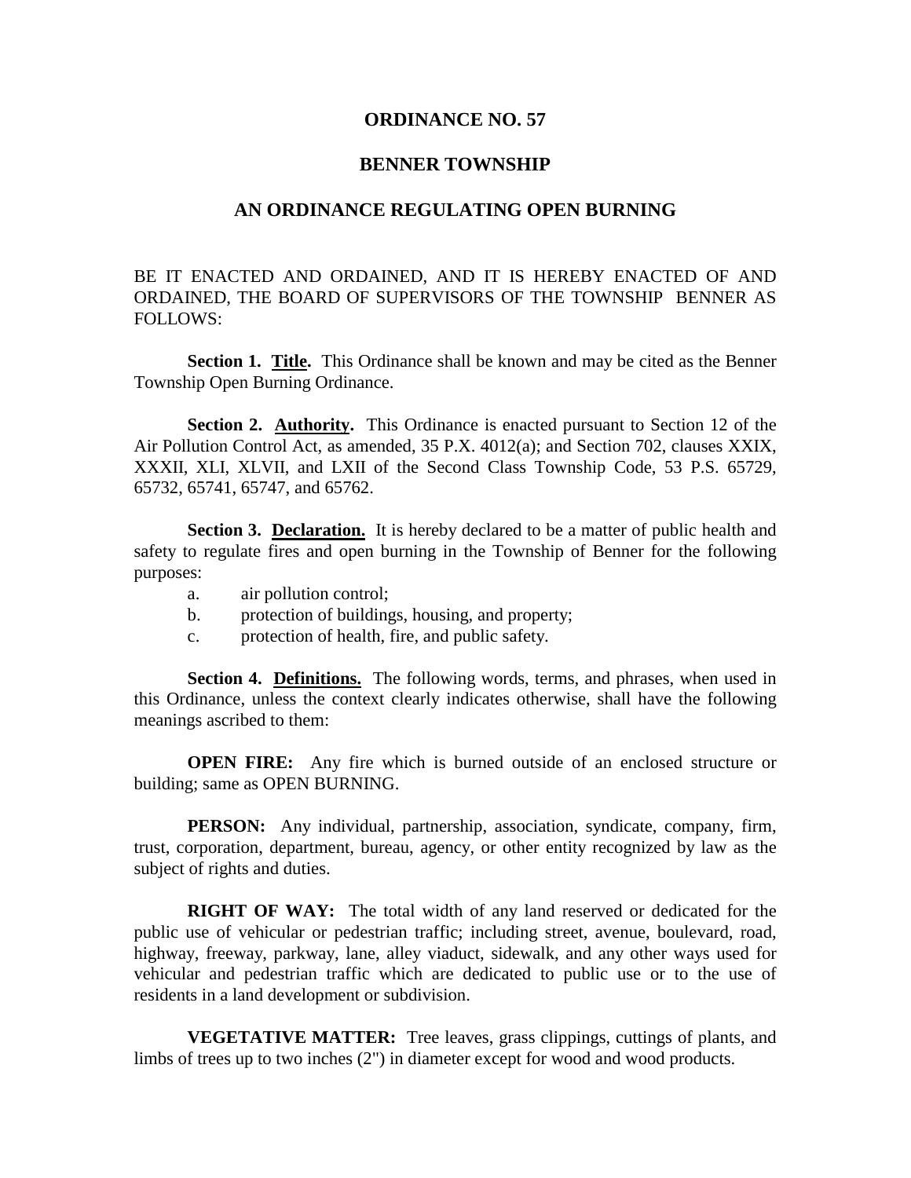# ORDINANCE NO. 57

## BENNER TOWNSHIP

## AN ORDINANCE REGULATING OPEN BURNING

BE IT ENACTED AND ORDAINED, AND IT IS HEREBY ENACTED OF AND ORDAINED, THE BOARD OF SUPERVISORS OF THE TOWNSHIP BENNER AS FOLLOWS:

**Section 1. Title.** This Ordinance shall be known and may be cited as the Benner Township Open Burning Ordinance.

**Section 2. Authority.** This Ordinance is enacted pursuant to Section 12 of the Air Pollution Control Act, as amended, 35 P.X. 4012(a); and Section 702, clauses XXIX, XXXII, XLI, XLVII, and LXII of the Second Class Township Code, 53 P.S. 65729, 65732, 65741, 65747, and 65762.

**Section 3. Declaration.** It is hereby declared to be a matter of public health and safety to regulate fires and open burning in the Township of Benner for the following purposes:

a. air pollution control;
b. protection of buildings, housing, and property;
c. protection of health, fire, and public safety.

**Section 4. Definitions.** The following words, terms, and phrases, when used in this Ordinance, unless the context clearly indicates otherwise, shall have the following meanings ascribed to them:

**OPEN FIRE:** Any fire which is burned outside of an enclosed structure or building; same as OPEN BURNING.

**PERSON:** Any individual, partnership, association, syndicate, company, firm, trust, corporation, department, bureau, agency, or other entity recognized by law as the subject of rights and duties.

**RIGHT OF WAY:** The total width of any land reserved or dedicated for the public use of vehicular or pedestrian traffic; including street, avenue, boulevard, road, highway, freeway, parkway, lane, alley viaduct, sidewalk, and any other ways used for vehicular and pedestrian traffic which are dedicated to public use or to the use of residents in a land development or subdivision.

**VEGETATIVE MATTER:** Tree leaves, grass clippings, cuttings of plants, and limbs of trees up to two inches (2") in diameter except for wood and wood products.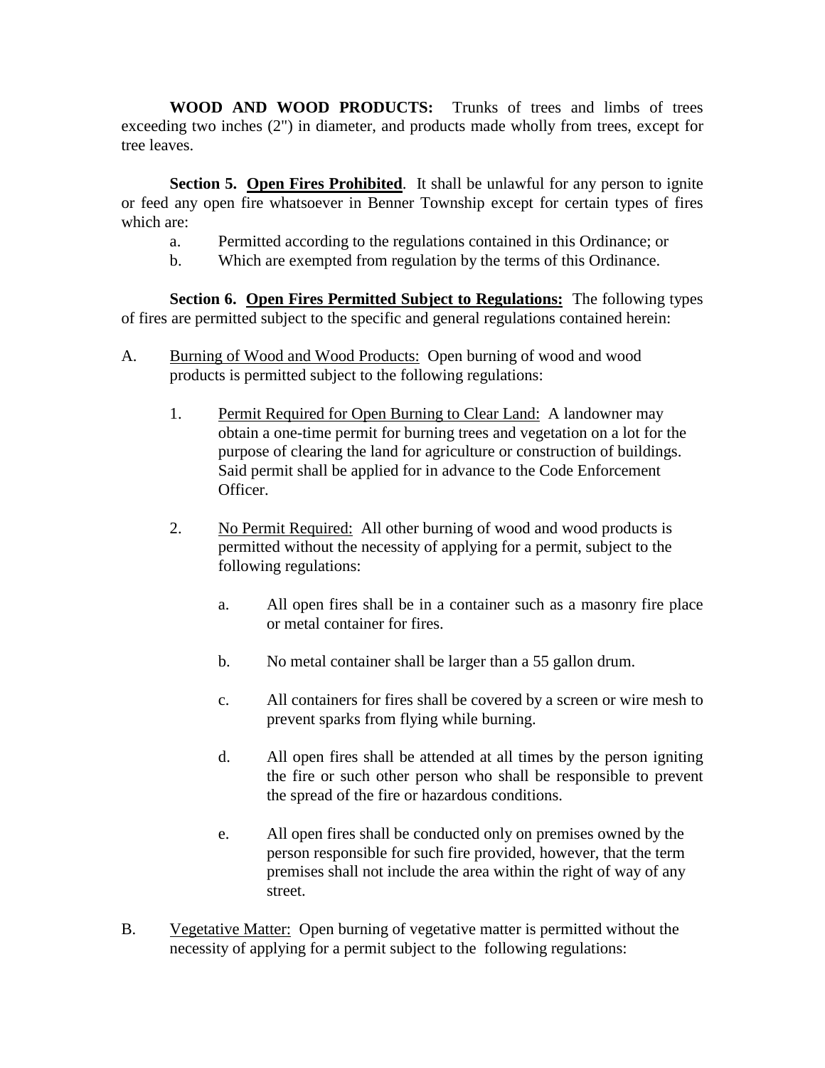**WOOD AND WOOD PRODUCTS:** Trunks of trees and limbs of trees exceeding two inches (2") in diameter, and products made wholly from trees, except for tree leaves.

**Section 5. <u>Open Fires Prohibited</u>**. It shall be unlawful for any person to ignite or feed any open fire whatsoever in Benner Township except for certain types of fires which are:

a. Permitted according to the regulations contained in this Ordinance; or
b. Which are exempted from regulation by the terms of this Ordinance.

**Section 6. <u>Open Fires Permitted Subject to Regulations:</u>** The following types of fires are permitted subject to the specific and general regulations contained herein:

A. <u>Burning of Wood and Wood Products:</u> Open burning of wood and wood products is permitted subject to the following regulations:

   1. <u>Permit Required for Open Burning to Clear Land:</u> A landowner may obtain a one-time permit for burning trees and vegetation on a lot for the purpose of clearing the land for agriculture or construction of buildings. Said permit shall be applied for in advance to the Code Enforcement Officer.

   2. <u>No Permit Required:</u> All other burning of wood and wood products is permitted without the necessity of applying for a permit, subject to the following regulations:

      a. All open fires shall be in a container such as a masonry fire place or metal container for fires.

      b. No metal container shall be larger than a 55 gallon drum.

      c. All containers for fires shall be covered by a screen or wire mesh to prevent sparks from flying while burning.

      d. All open fires shall be attended at all times by the person igniting the fire or such other person who shall be responsible to prevent the spread of the fire or hazardous conditions.

      e. All open fires shall be conducted only on premises owned by the person responsible for such fire provided, however, that the term premises shall not include the area within the right of way of any street.

B. <u>Vegetative Matter:</u> Open burning of vegetative matter is permitted without the necessity of applying for a permit subject to the following regulations: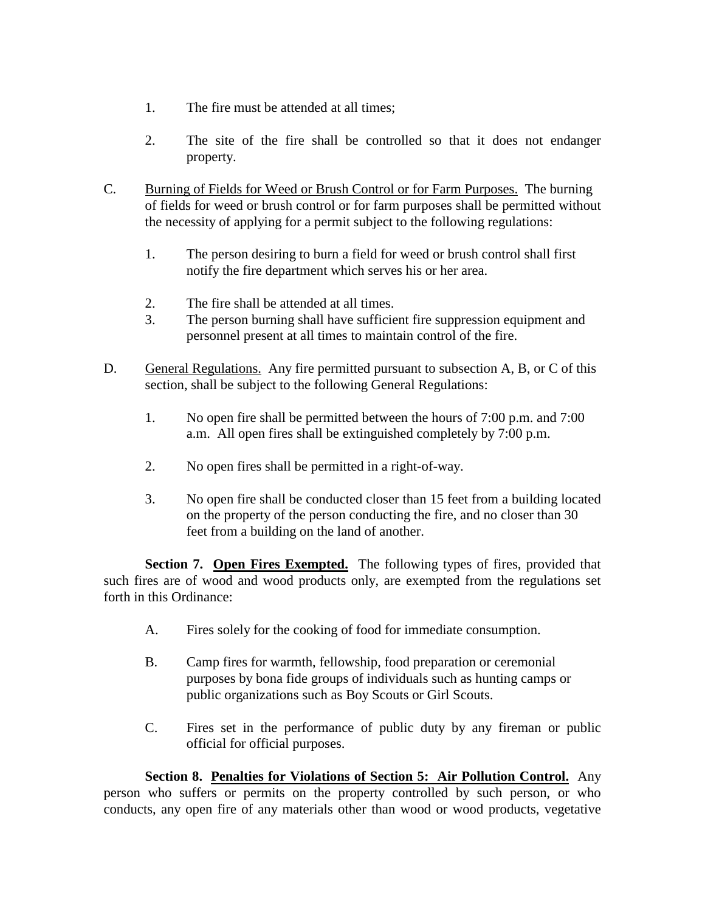1. The fire must be attended at all times;

2. The site of the fire shall be controlled so that it does not endanger property.

C. <u>Burning of Fields for Weed or Brush Control or for Farm Purposes.</u> The burning of fields for weed or brush control or for farm purposes shall be permitted without the necessity of applying for a permit subject to the following regulations:

   1. The person desiring to burn a field for weed or brush control shall first notify the fire department which serves his or her area.

   2. The fire shall be attended at all times.

   3. The person burning shall have sufficient fire suppression equipment and personnel present at all times to maintain control of the fire.

D. <u>General Regulations.</u> Any fire permitted pursuant to subsection A, B, or C of this section, shall be subject to the following General Regulations:

   1. No open fire shall be permitted between the hours of 7:00 p.m. and 7:00 a.m. All open fires shall be extinguished completely by 7:00 p.m.

   2. No open fires shall be permitted in a right-of-way.

   3. No open fire shall be conducted closer than 15 feet from a building located on the property of the person conducting the fire, and no closer than 30 feet from a building on the land of another.

**Section 7. <u>Open Fires Exempted.</u>** The following types of fires, provided that such fires are of wood and wood products only, are exempted from the regulations set forth in this Ordinance:

A. Fires solely for the cooking of food for immediate consumption.

B. Camp fires for warmth, fellowship, food preparation or ceremonial purposes by bona fide groups of individuals such as hunting camps or public organizations such as Boy Scouts or Girl Scouts.

C. Fires set in the performance of public duty by any fireman or public official for official purposes.

**Section 8. <u>Penalties for Violations of Section 5: Air Pollution Control.</u>** Any person who suffers or permits on the property controlled by such person, or who conducts, any open fire of any materials other than wood or wood products, vegetative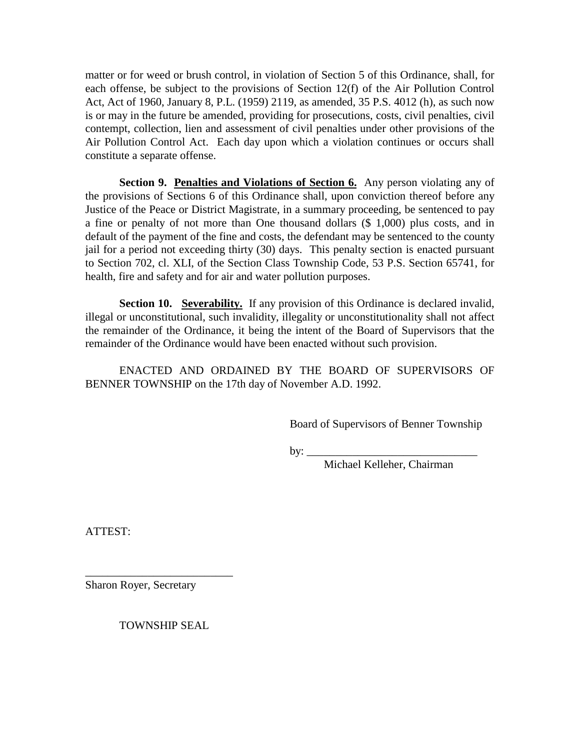matter or for weed or brush control, in violation of Section 5 of this Ordinance, shall, for each offense, be subject to the provisions of Section 12(f) of the Air Pollution Control Act, Act of 1960, January 8, P.L. (1959) 2119, as amended, 35 P.S. 4012 (h), as such now is or may in the future be amended, providing for prosecutions, costs, civil penalties, civil contempt, collection, lien and assessment of civil penalties under other provisions of the Air Pollution Control Act. Each day upon which a violation continues or occurs shall constitute a separate offense.

**Section 9. Penalties and Violations of Section 6.** Any person violating any of the provisions of Sections 6 of this Ordinance shall, upon conviction thereof before any Justice of the Peace or District Magistrate, in a summary proceeding, be sentenced to pay a fine or penalty of not more than One thousand dollars ($ 1,000) plus costs, and in default of the payment of the fine and costs, the defendant may be sentenced to the county jail for a period not exceeding thirty (30) days. This penalty section is enacted pursuant to Section 702, cl. XLI, of the Section Class Township Code, 53 P.S. Section 65741, for health, fire and safety and for air and water pollution purposes.

**Section 10. Severability.** If any provision of this Ordinance is declared invalid, illegal or unconstitutional, such invalidity, illegality or unconstitutionality shall not affect the remainder of the Ordinance, it being the intent of the Board of Supervisors that the remainder of the Ordinance would have been enacted without such provision.

ENACTED AND ORDAINED BY THE BOARD OF SUPERVISORS OF BENNER TOWNSHIP on the 17th day of November A.D. 1992.

Board of Supervisors of Benner Township

by: ______________________________
Michael Kelleher, Chairman

ATTEST:

__________________________
Sharon Royer, Secretary

TOWNSHIP SEAL